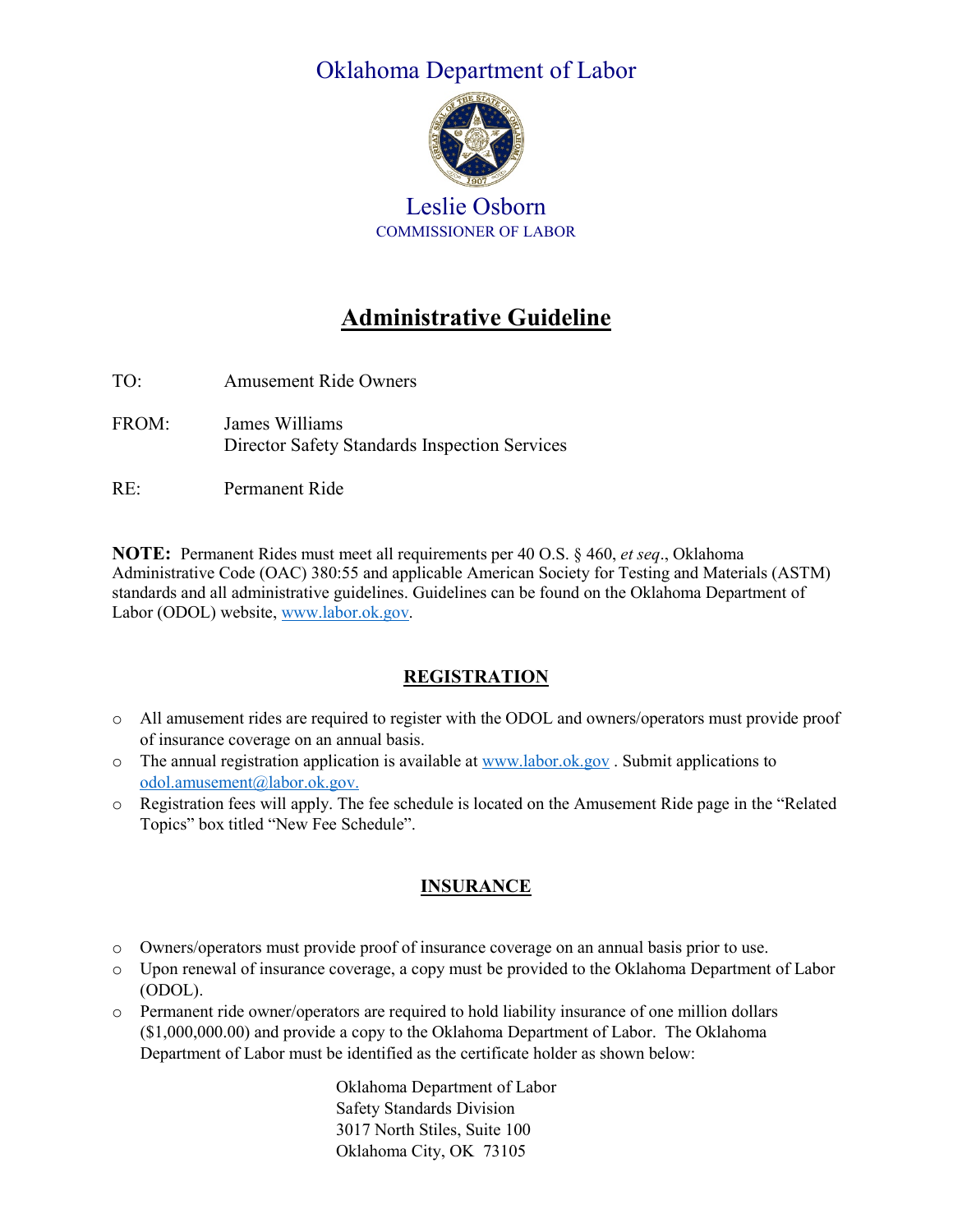# Oklahoma Department of Labor

## Leslie Osborn

COMMISSIONER OF LABOR

# Administrative Guideline

TO: Amusement Ride Owners

FROM: James Williams
Director Safety Standards Inspection Services

RE: Permanent Ride

**NOTE:** Permanent Rides must meet all requirements per 40 O.S. § 460, *et seq*., Oklahoma Administrative Code (OAC) 380:55 and applicable American Society for Testing and Materials (ASTM) standards and all administrative guidelines. Guidelines can be found on the Oklahoma Department of Labor (ODOL) website, www.labor.ok.gov.

## REGISTRATION

- All amusement rides are required to register with the ODOL and owners/operators must provide proof of insurance coverage on an annual basis.
- The annual registration application is available at www.labor.ok.gov . Submit applications to odol.amusement@labor.ok.gov.
- Registration fees will apply. The fee schedule is located on the Amusement Ride page in the "Related Topics" box titled "New Fee Schedule".

## INSURANCE

- Owners/operators must provide proof of insurance coverage on an annual basis prior to use.
- Upon renewal of insurance coverage, a copy must be provided to the Oklahoma Department of Labor (ODOL).
- Permanent ride owner/operators are required to hold liability insurance of one million dollars ($1,000,000.00) and provide a copy to the Oklahoma Department of Labor. The Oklahoma Department of Labor must be identified as the certificate holder as shown below:

  Oklahoma Department of Labor
  Safety Standards Division
  3017 North Stiles, Suite 100
  Oklahoma City, OK 73105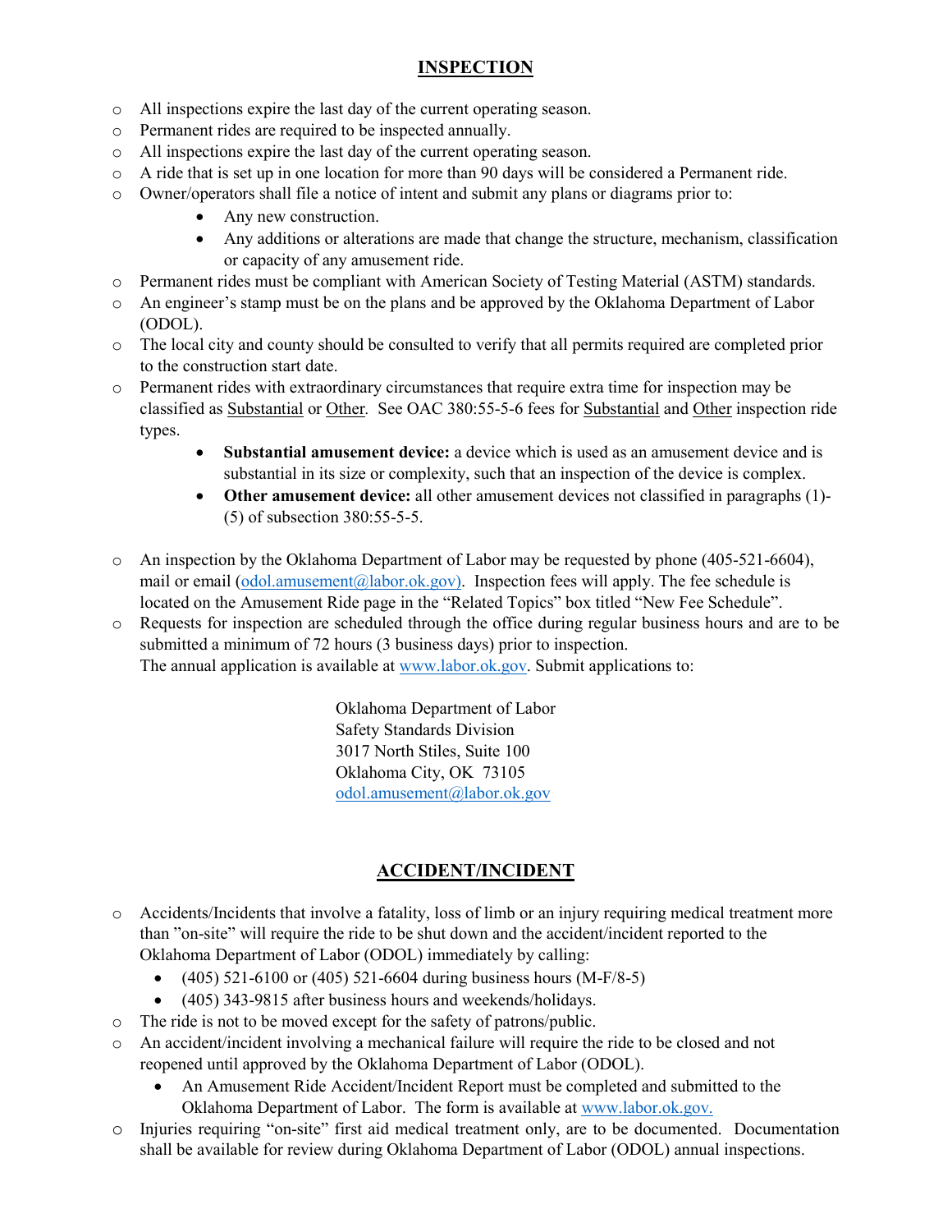## INSPECTION

- All inspections expire the last day of the current operating season.
- Permanent rides are required to be inspected annually.
- All inspections expire the last day of the current operating season.
- A ride that is set up in one location for more than 90 days will be considered a Permanent ride.
- Owner/operators shall file a notice of intent and submit any plans or diagrams prior to:
  - Any new construction.
  - Any additions or alterations are made that change the structure, mechanism, classification or capacity of any amusement ride.
- Permanent rides must be compliant with American Society of Testing Material (ASTM) standards.
- An engineer's stamp must be on the plans and be approved by the Oklahoma Department of Labor (ODOL).
- The local city and county should be consulted to verify that all permits required are completed prior to the construction start date.
- Permanent rides with extraordinary circumstances that require extra time for inspection may be classified as Substantial or Other. See OAC 380:55-5-6 fees for Substantial and Other inspection ride types.
  - **Substantial amusement device:** a device which is used as an amusement device and is substantial in its size or complexity, such that an inspection of the device is complex.
  - **Other amusement device:** all other amusement devices not classified in paragraphs (1)-(5) of subsection 380:55-5-5.
- An inspection by the Oklahoma Department of Labor may be requested by phone (405-521-6604), mail or email (odol.amusement@labor.ok.gov). Inspection fees will apply. The fee schedule is located on the Amusement Ride page in the "Related Topics" box titled "New Fee Schedule".
- Requests for inspection are scheduled through the office during regular business hours and are to be submitted a minimum of 72 hours (3 business days) prior to inspection.
  The annual application is available at www.labor.ok.gov. Submit applications to:

  Oklahoma Department of Labor
  Safety Standards Division
  3017 North Stiles, Suite 100
  Oklahoma City, OK 73105
  odol.amusement@labor.ok.gov

## ACCIDENT/INCIDENT

- Accidents/Incidents that involve a fatality, loss of limb or an injury requiring medical treatment more than "on-site" will require the ride to be shut down and the accident/incident reported to the Oklahoma Department of Labor (ODOL) immediately by calling:
  - (405) 521-6100 or (405) 521-6604 during business hours (M-F/8-5)
  - (405) 343-9815 after business hours and weekends/holidays.
- The ride is not to be moved except for the safety of patrons/public.
- An accident/incident involving a mechanical failure will require the ride to be closed and not reopened until approved by the Oklahoma Department of Labor (ODOL).
  - An Amusement Ride Accident/Incident Report must be completed and submitted to the Oklahoma Department of Labor. The form is available at www.labor.ok.gov.
- Injuries requiring "on-site" first aid medical treatment only, are to be documented. Documentation shall be available for review during Oklahoma Department of Labor (ODOL) annual inspections.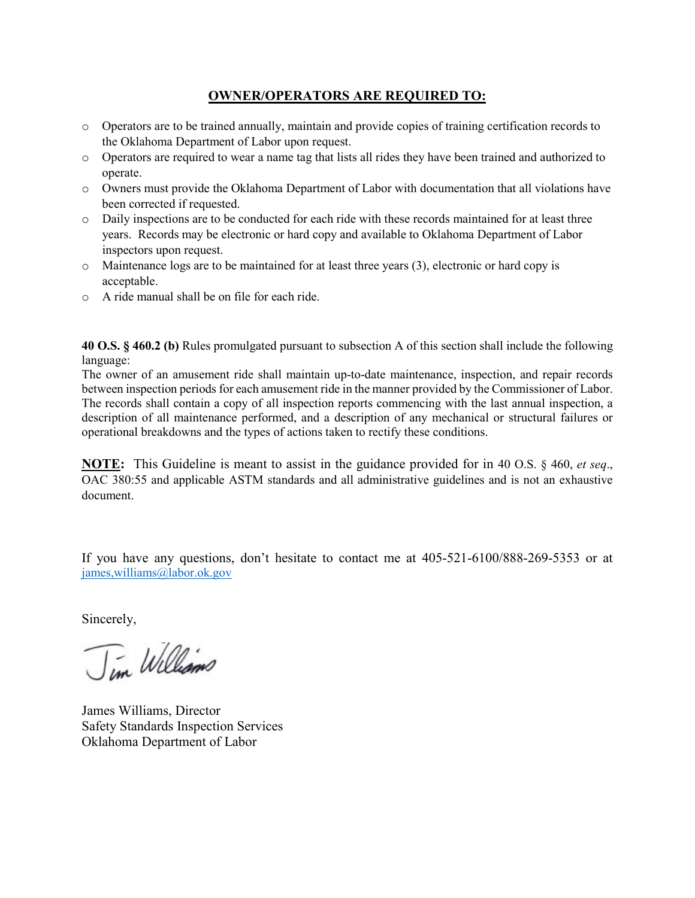## OWNER/OPERATORS ARE REQUIRED TO:

- Operators are to be trained annually, maintain and provide copies of training certification records to the Oklahoma Department of Labor upon request.
- Operators are required to wear a name tag that lists all rides they have been trained and authorized to operate.
- Owners must provide the Oklahoma Department of Labor with documentation that all violations have been corrected if requested.
- Daily inspections are to be conducted for each ride with these records maintained for at least three years. Records may be electronic or hard copy and available to Oklahoma Department of Labor inspectors upon request.
- Maintenance logs are to be maintained for at least three years (3), electronic or hard copy is acceptable.
- A ride manual shall be on file for each ride.

**40 O.S. § 460.2 (b)** Rules promulgated pursuant to subsection A of this section shall include the following language:
The owner of an amusement ride shall maintain up-to-date maintenance, inspection, and repair records between inspection periods for each amusement ride in the manner provided by the Commissioner of Labor. The records shall contain a copy of all inspection reports commencing with the last annual inspection, a description of all maintenance performed, and a description of any mechanical or structural failures or operational breakdowns and the types of actions taken to rectify these conditions.

**NOTE:** This Guideline is meant to assist in the guidance provided for in 40 O.S. § 460, *et seq*., OAC 380:55 and applicable ASTM standards and all administrative guidelines and is not an exhaustive document.

If you have any questions, don't hesitate to contact me at 405-521-6100/888-269-5353 or at james,williams@labor.ok.gov

Sincerely,

Jim Williams

James Williams, Director
Safety Standards Inspection Services
Oklahoma Department of Labor